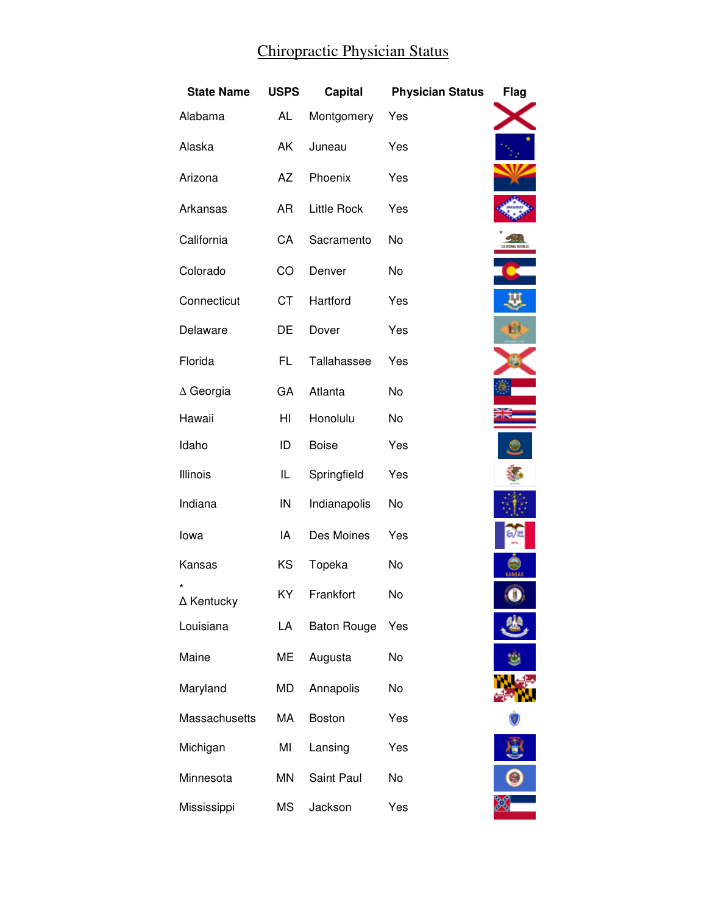# Chiropractic Physician Status

| State Name | USPS | Capital | Physician Status | Flag |
|---|---|---|---|---|
| Alabama | AL | Montgomery | Yes | |
| Alaska | AK | Juneau | Yes | |
| Arizona | AZ | Phoenix | Yes | |
| Arkansas | AR | Little Rock | Yes | |
| California | CA | Sacramento | No | |
| Colorado | CO | Denver | No | |
| Connecticut | CT | Hartford | Yes | |
| Delaware | DE | Dover | Yes | |
| Florida | FL | Tallahassee | Yes | |
| ∆ Georgia | GA | Atlanta | No | |
| Hawaii | HI | Honolulu | No | |
| Idaho | ID | Boise | Yes | |
| Illinois | IL | Springfield | Yes | |
| Indiana | IN | Indianapolis | No | |
| Iowa | IA | Des Moines | Yes | |
| Kansas | KS | Topeka | No | |
| * ∆ Kentucky | KY | Frankfort | No | |
| Louisiana | LA | Baton Rouge | Yes | |
| Maine | ME | Augusta | No | |
| Maryland | MD | Annapolis | No | |
| Massachusetts | MA | Boston | Yes | |
| Michigan | MI | Lansing | Yes | |
| Minnesota | MN | Saint Paul | No | |
| Mississippi | MS | Jackson | Yes | |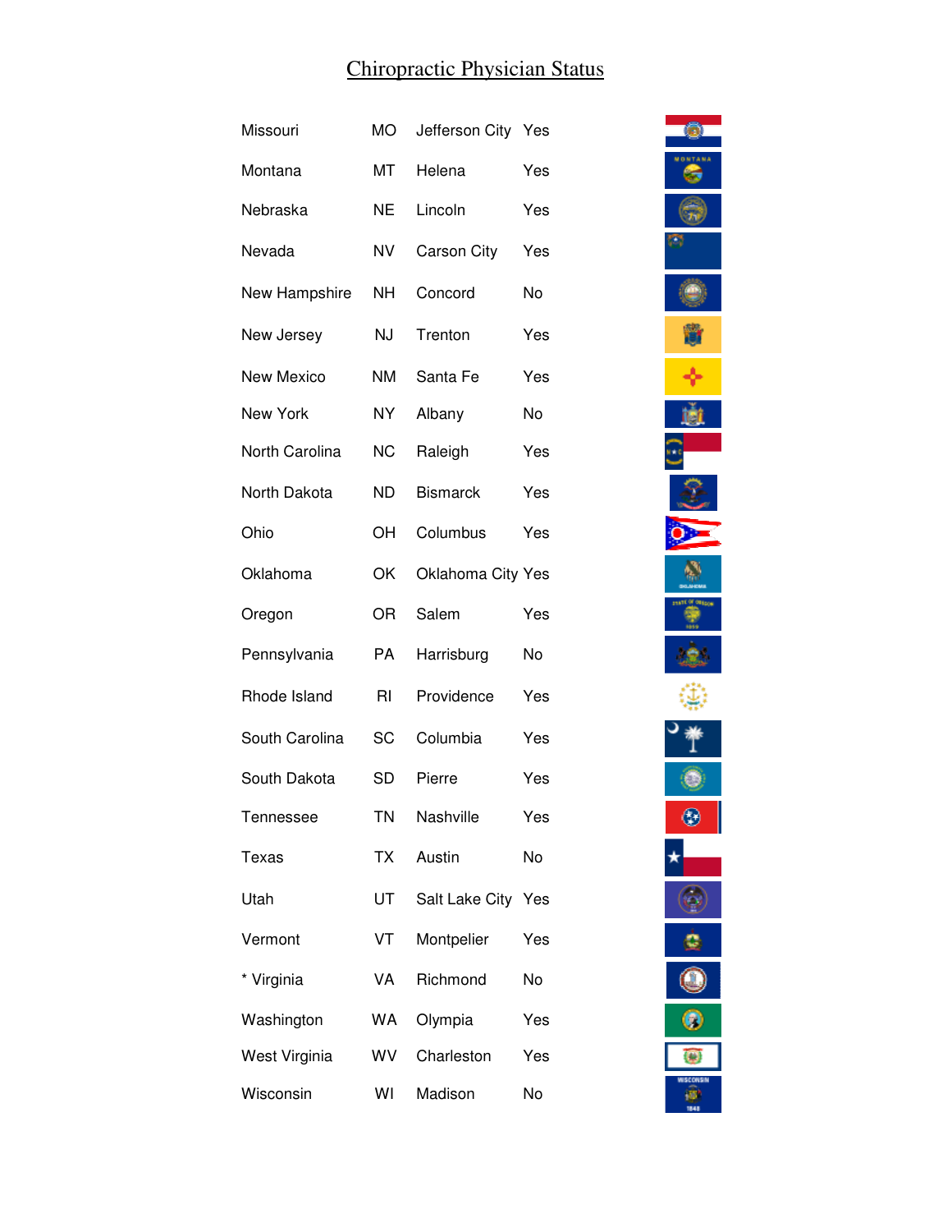# Chiropractic Physician Status

| | | | |
|---|---|---|---|
| Missouri | MO | Jefferson City | Yes |
| Montana | MT | Helena | Yes |
| Nebraska | NE | Lincoln | Yes |
| Nevada | NV | Carson City | Yes |
| New Hampshire | NH | Concord | No |
| New Jersey | NJ | Trenton | Yes |
| New Mexico | NM | Santa Fe | Yes |
| New York | NY | Albany | No |
| North Carolina | NC | Raleigh | Yes |
| North Dakota | ND | Bismarck | Yes |
| Ohio | OH | Columbus | Yes |
| Oklahoma | OK | Oklahoma City | Yes |
| Oregon | OR | Salem | Yes |
| Pennsylvania | PA | Harrisburg | No |
| Rhode Island | RI | Providence | Yes |
| South Carolina | SC | Columbia | Yes |
| South Dakota | SD | Pierre | Yes |
| Tennessee | TN | Nashville | Yes |
| Texas | TX | Austin | No |
| Utah | UT | Salt Lake City | Yes |
| Vermont | VT | Montpelier | Yes |
| * Virginia | VA | Richmond | No |
| Washington | WA | Olympia | Yes |
| West Virginia | WV | Charleston | Yes |
| Wisconsin | WI | Madison | No |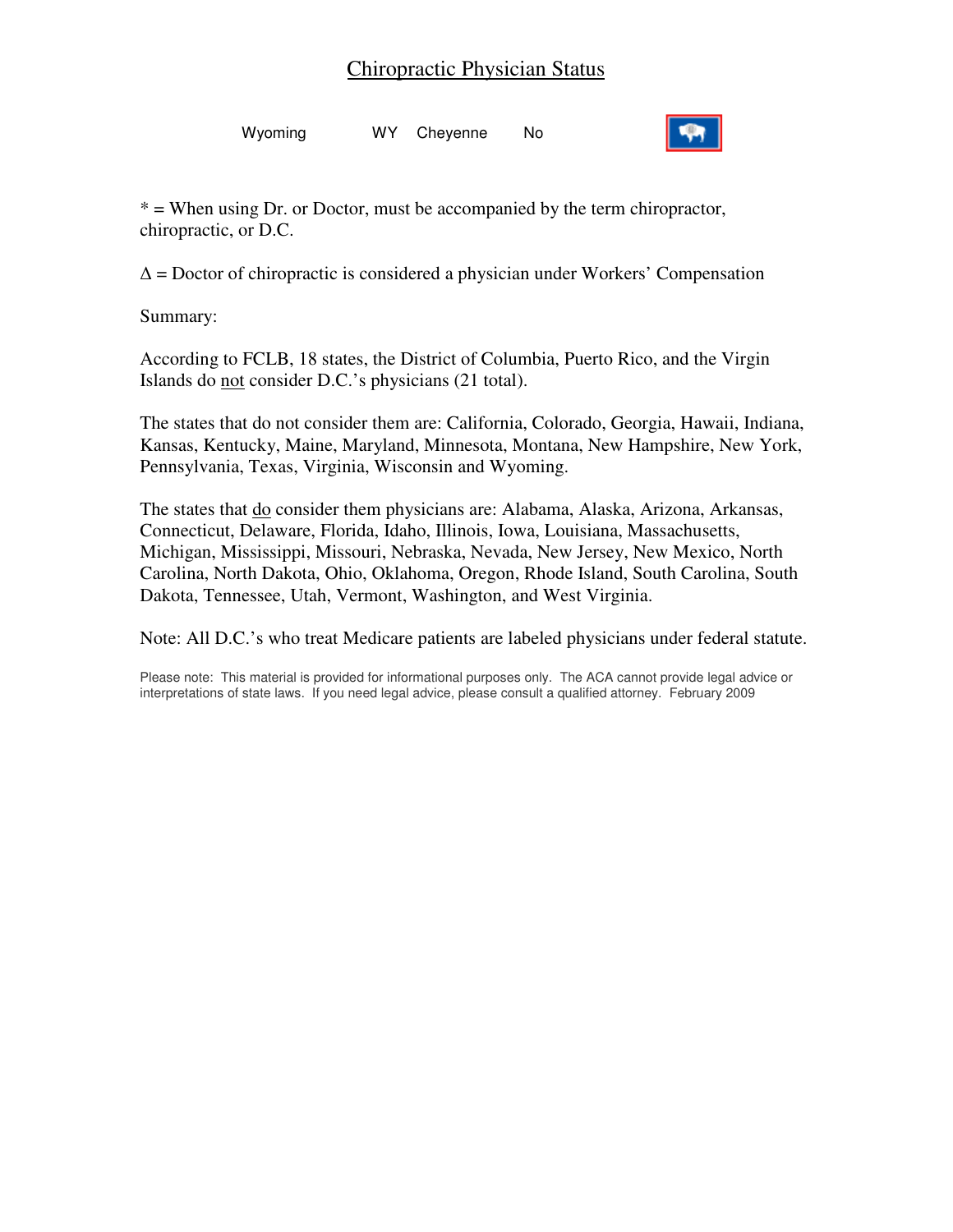## Chiropractic Physician Status

| | | | |
|---|---|---|---|
| Wyoming | WY | Cheyenne | No |

* = When using Dr. or Doctor, must be accompanied by the term chiropractor, chiropractic, or D.C.

Δ = Doctor of chiropractic is considered a physician under Workers' Compensation

Summary:

According to FCLB, 18 states, the District of Columbia, Puerto Rico, and the Virgin Islands do not consider D.C.'s physicians (21 total).

The states that do not consider them are: California, Colorado, Georgia, Hawaii, Indiana, Kansas, Kentucky, Maine, Maryland, Minnesota, Montana, New Hampshire, New York, Pennsylvania, Texas, Virginia, Wisconsin and Wyoming.

The states that do consider them physicians are: Alabama, Alaska, Arizona, Arkansas, Connecticut, Delaware, Florida, Idaho, Illinois, Iowa, Louisiana, Massachusetts, Michigan, Mississippi, Missouri, Nebraska, Nevada, New Jersey, New Mexico, North Carolina, North Dakota, Ohio, Oklahoma, Oregon, Rhode Island, South Carolina, South Dakota, Tennessee, Utah, Vermont, Washington, and West Virginia.

Note: All D.C.'s who treat Medicare patients are labeled physicians under federal statute.

Please note: This material is provided for informational purposes only. The ACA cannot provide legal advice or interpretations of state laws. If you need legal advice, please consult a qualified attorney. February 2009